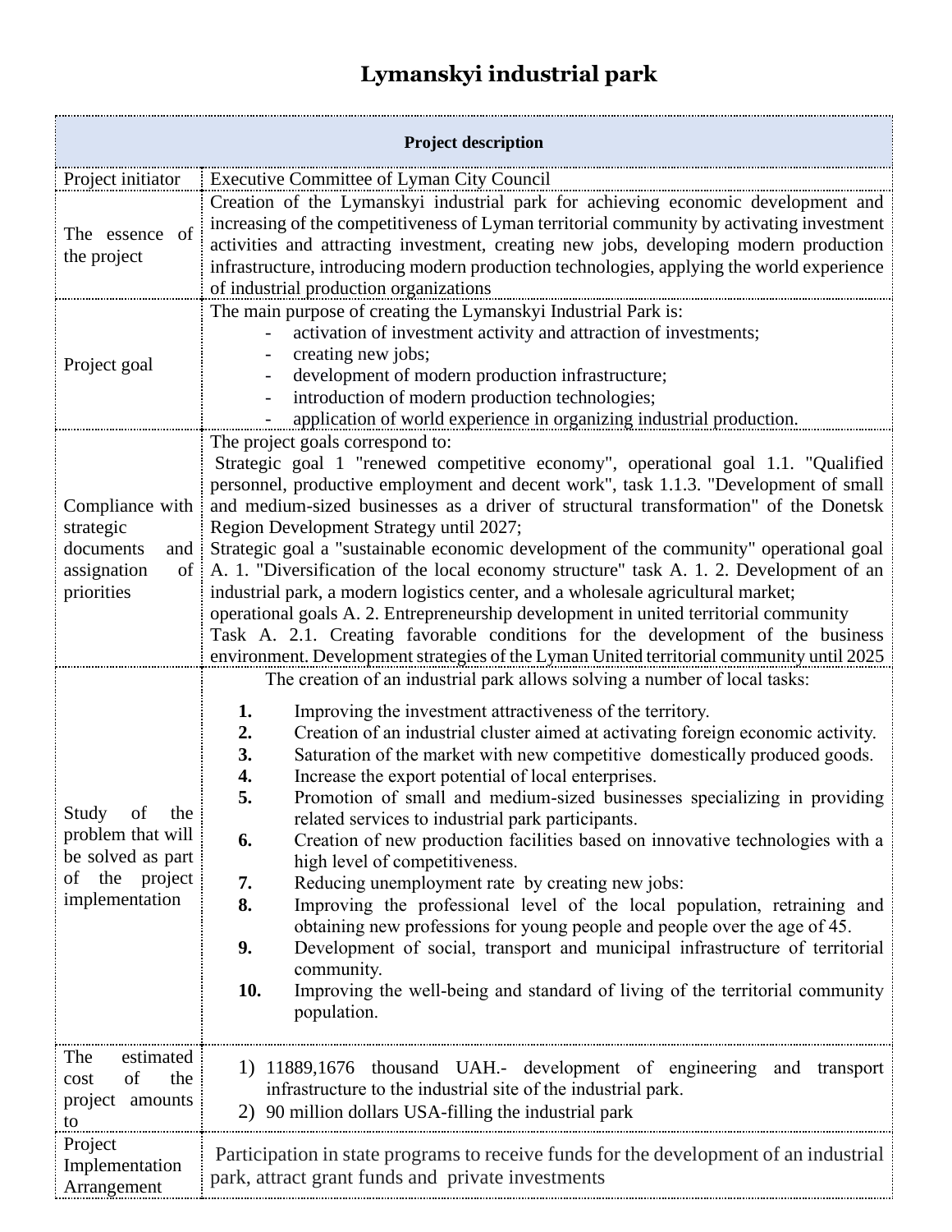# Lymanskyi industrial park

| Project description | |
|---|---|
| Project initiator | Executive Committee of Lyman City Council |
| The essence of the project | Creation of the Lymanskyi industrial park for achieving economic development and increasing of the competitiveness of Lyman territorial community by activating investment activities and attracting investment, creating new jobs, developing modern production infrastructure, introducing modern production technologies, applying the world experience of industrial production organizations |
| Project goal | The main purpose of creating the Lymanskyi Industrial Park is:<br>- activation of investment activity and attraction of investments;<br>- creating new jobs;<br>- development of modern production infrastructure;<br>- introduction of modern production technologies;<br>- application of world experience in organizing industrial production. |
| Compliance with strategic documents and assignation of priorities | The project goals correspond to:<br>Strategic goal 1 "renewed competitive economy", operational goal 1.1. "Qualified personnel, productive employment and decent work", task 1.1.3. "Development of small and medium-sized businesses as a driver of structural transformation" of the Donetsk Region Development Strategy until 2027;<br>Strategic goal a "sustainable economic development of the community" operational goal A. 1. "Diversification of the local economy structure" task A. 1. 2. Development of an industrial park, a modern logistics center, and a wholesale agricultural market;<br>operational goals A. 2. Entrepreneurship development in united territorial community<br>Task A. 2.1. Creating favorable conditions for the development of the business environment. Development strategies of the Lyman United territorial community until 2025 |
| Study of the problem that will be solved as part of the project implementation | The creation of an industrial park allows solving a number of local tasks:<br>**1.** Improving the investment attractiveness of the territory.<br>**2.** Creation of an industrial cluster aimed at activating foreign economic activity.<br>**3.** Saturation of the market with new competitive domestically produced goods.<br>**4.** Increase the export potential of local enterprises.<br>**5.** Promotion of small and medium-sized businesses specializing in providing related services to industrial park participants.<br>**6.** Creation of new production facilities based on innovative technologies with a high level of competitiveness.<br>**7.** Reducing unemployment rate by creating new jobs:<br>**8.** Improving the professional level of the local population, retraining and obtaining new professions for young people and people over the age of 45.<br>**9.** Development of social, transport and municipal infrastructure of territorial community.<br>**10.** Improving the well-being and standard of living of the territorial community population. |
| The estimated cost of the project amounts to | 1) 11889,1676 thousand UAH.- development of engineering and transport infrastructure to the industrial site of the industrial park.<br>2) 90 million dollars USA-filling the industrial park |
| Project Implementation Arrangement | Participation in state programs to receive funds for the development of an industrial park, attract grant funds and private investments |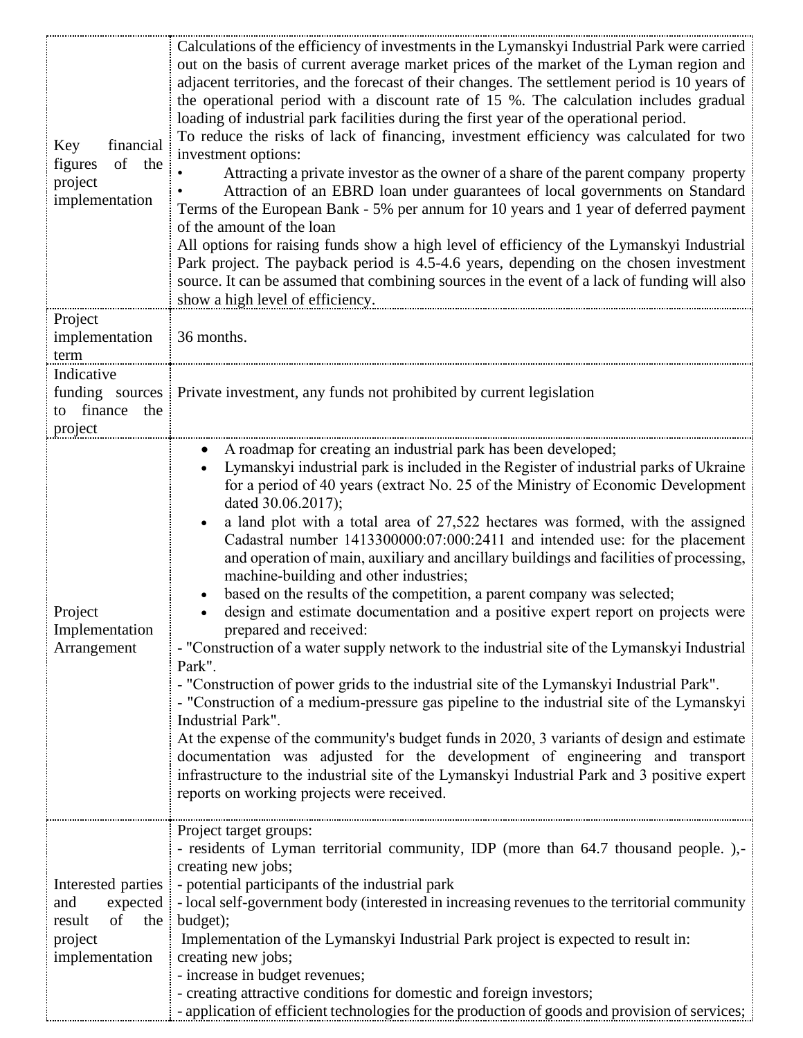| | |
|---|---|
| Key financial figures of the project implementation | Calculations of the efficiency of investments in the Lymanskyi Industrial Park were carried out on the basis of current average market prices of the market of the Lyman region and adjacent territories, and the forecast of their changes. The settlement period is 10 years of the operational period with a discount rate of 15 %. The calculation includes gradual loading of industrial park facilities during the first year of the operational period.<br>To reduce the risks of lack of financing, investment efficiency was calculated for two investment options:<br>• Attracting a private investor as the owner of a share of the parent company property<br>• Attraction of an EBRD loan under guarantees of local governments on Standard Terms of the European Bank - 5% per annum for 10 years and 1 year of deferred payment of the amount of the loan<br>All options for raising funds show a high level of efficiency of the Lymanskyi Industrial Park project. The payback period is 4.5-4.6 years, depending on the chosen investment source. It can be assumed that combining sources in the event of a lack of funding will also show a high level of efficiency. |
| Project implementation term | 36 months. |
| Indicative funding sources to finance the project | Private investment, any funds not prohibited by current legislation |
| Project Implementation Arrangement | • A roadmap for creating an industrial park has been developed;<br>• Lymanskyi industrial park is included in the Register of industrial parks of Ukraine for a period of 40 years (extract No. 25 of the Ministry of Economic Development dated 30.06.2017);<br>• a land plot with a total area of 27,522 hectares was formed, with the assigned Cadastral number 1413300000:07:000:2411 and intended use: for the placement and operation of main, auxiliary and ancillary buildings and facilities of processing, machine-building and other industries;<br>• based on the results of the competition, a parent company was selected;<br>• design and estimate documentation and a positive expert report on projects were prepared and received:<br>- "Construction of a water supply network to the industrial site of the Lymanskyi Industrial Park".<br>- "Construction of power grids to the industrial site of the Lymanskyi Industrial Park".<br>- "Construction of a medium-pressure gas pipeline to the industrial site of the Lymanskyi Industrial Park".<br>At the expense of the community's budget funds in 2020, 3 variants of design and estimate documentation was adjusted for the development of engineering and transport infrastructure to the industrial site of the Lymanskyi Industrial Park and 3 positive expert reports on working projects were received. |
| Interested parties and expected result of the project implementation | Project target groups:<br>- residents of Lyman territorial community, IDP (more than 64.7 thousand people. ),- creating new jobs;<br>- potential participants of the industrial park<br>- local self-government body (interested in increasing revenues to the territorial community budget);<br>Implementation of the Lymanskyi Industrial Park project is expected to result in:<br>creating new jobs;<br>- increase in budget revenues;<br>- creating attractive conditions for domestic and foreign investors;<br>- application of efficient technologies for the production of goods and provision of services; |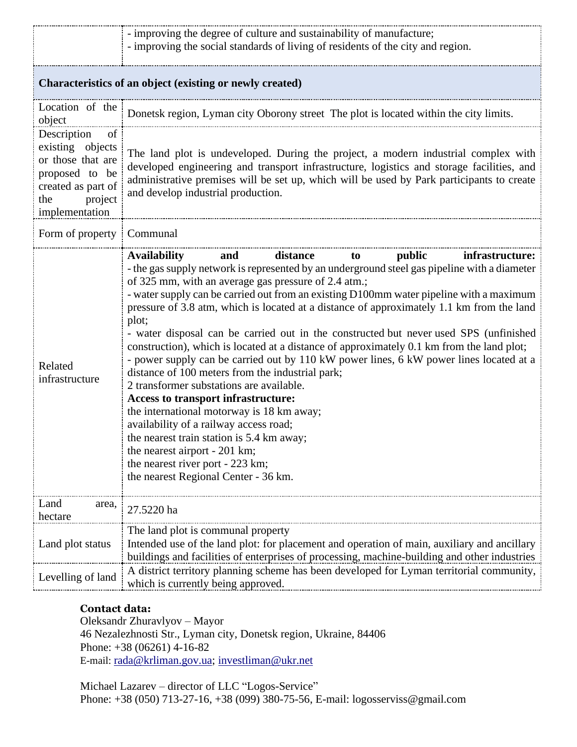| | |
|---|---|
| | - improving the degree of culture and sustainability of manufacture;<br>- improving the social standards of living of residents of the city and region. |
| **Characteristics of an object (existing or newly created)** | |
| Location of the object | Donetsk region, Lyman city Oborony street The plot is located within the city limits. |
| Description of existing objects or those that are proposed to be created as part of the project implementation | The land plot is undeveloped. During the project, a modern industrial complex with developed engineering and transport infrastructure, logistics and storage facilities, and administrative premises will be set up, which will be used by Park participants to create and develop industrial production. |
| Form of property | Communal |
| Related infrastructure | **Availability and distance to public infrastructure:**<br>- the gas supply network is represented by an underground steel gas pipeline with a diameter of 325 mm, with an average gas pressure of 2.4 atm.;<br>- water supply can be carried out from an existing D100mm water pipeline with a maximum pressure of 3.8 atm, which is located at a distance of approximately 1.1 km from the land plot;<br>- water disposal can be carried out in the constructed but never used SPS (unfinished construction), which is located at a distance of approximately 0.1 km from the land plot;<br>- power supply can be carried out by 110 kW power lines, 6 kW power lines located at a distance of 100 meters from the industrial park;<br>2 transformer substations are available.<br>**Access to transport infrastructure:**<br>the international motorway is 18 km away;<br>availability of a railway access road;<br>the nearest train station is 5.4 km away;<br>the nearest airport - 201 km;<br>the nearest river port - 223 km;<br>the nearest Regional Center - 36 km. |
| Land area, hectare | 27.5220 ha |
| Land plot status | The land plot is communal property<br>Intended use of the land plot: for placement and operation of main, auxiliary and ancillary buildings and facilities of enterprises of processing, machine-building and other industries |
| Levelling of land | A district territory planning scheme has been developed for Lyman territorial community, which is currently being approved. |

**Contact data:**
Oleksandr Zhuravlyov – Mayor
46 Nezalezhnosti Str., Lyman city, Donetsk region, Ukraine, 84406
Phone: +38 (06261) 4-16-82
E-mail: rada@krliman.gov.ua; investliman@ukr.net

Michael Lazarev – director of LLC "Logos-Service"
Phone: +38 (050) 713-27-16, +38 (099) 380-75-56, E-mail: logosserviss@gmail.com